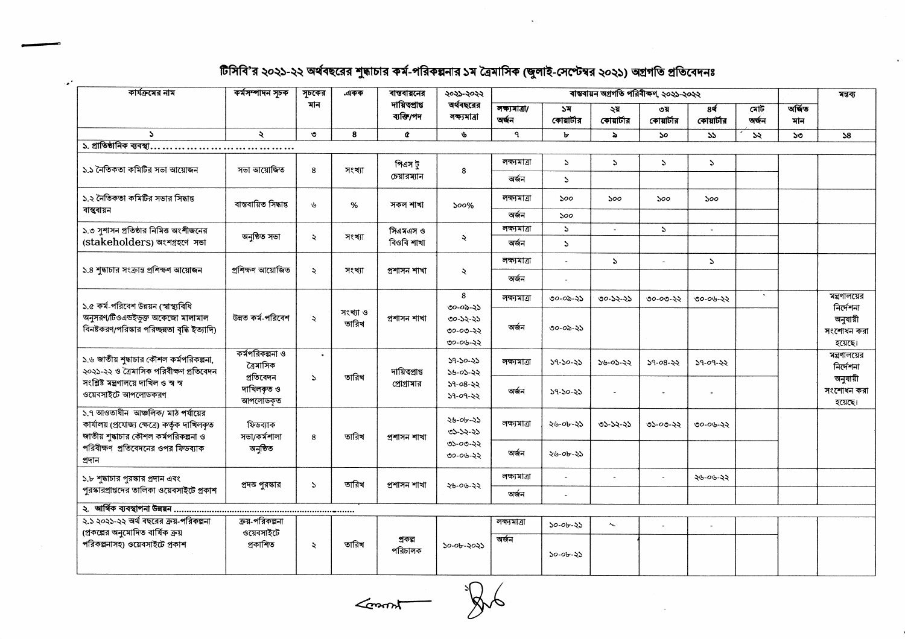# টিসিবি'র ২০২১-২২ অর্থবছরের শুদ্ধাচার কর্ম-পরিকল্পনার ১ম ত্রৈমাসিক (জুলাই-সেপ্টেম্বর ২০২১) অগ্রগতি প্রতিবেদনঃ

| কার্যক্রমের নাম | কর্মসম্পাদন সূচক | সূচকের মান | একক | বাস্তবায়নের দায়িত্বপ্রাপ্ত ব্যক্তি/পদ | ২০২১-২০২২ অর্থবছরের লক্ষ্যমাত্রা | বাস্তবায়ন অগ্রগতি পরিবীক্ষণ, ২০২১-২০২২ | | | | | | অর্জিত মান | মন্তব্য |
|---|---|---|---|---|---|---|---|---|---|---|---|---|---|
| | | | | | | লক্ষ্যমাত্রা/ অর্জন | ১ম কোয়ার্টার | ২য় কোয়ার্টার | ৩য় কোয়ার্টার | ৪র্থ কোয়ার্টার | মোট অর্জন | | |
| ১ | ২ | ৩ | ৪ | ৫ | ৬ | ৭ | ৮ | ৯ | ১০ | ১১ | ১২ | ১৩ | ১৪ |
| ১. প্রাতিষ্ঠানিক ব্যবস্থা……………………………… | | | | | | | | | | | | | |
| ১.১ নৈতিকতা কমিটির সভা আয়োজন | সভা আয়োজিত | ৪ | সংখ্যা | পিএস টু চেয়ারম্যান | ৪ | লক্ষ্যমাত্রা | ১ | ১ | ১ | ১ | | | |
| | | | | | | অর্জন | ১ | | | | | | |
| ১.২ নৈতিকতা কমিটির সভার সিদ্ধান্ত বাস্তবায়ন | বাস্তবায়িত সিদ্ধান্ত | ৬ | % | সকল শাখা | ১০০% | লক্ষ্যমাত্রা | ১০০ | ১০০ | ১০০ | ১০০ | | | |
| | | | | | | অর্জন | ১০০ | | | | | | |
| ১.৩ সুশাসন প্রতিষ্ঠার নিমিত্ত অংশীজনের (stakeholders) অংশগ্রহণে সভা | অনুষ্ঠিত সভা | ২ | সংখ্যা | সিএমএস ও বিওবি শাখা | ২ | লক্ষ্যমাত্রা | ১ | - | ১ | - | | | |
| | | | | | | অর্জন | ১ | | | | | | |
| ১.৪ শুদ্ধাচার সংক্রান্ত প্রশিক্ষণ আয়োজন | প্রশিক্ষণ আয়োজিত | ২ | সংখ্যা | প্রশাসন শাখা | ২ | লক্ষ্যমাত্রা | - | ১ | - | ১ | | | |
| | | | | | | অর্জন | - | | | | | | |
| ১.৫ কর্ম-পরিবেশ উন্নয়ন (স্বাস্থ্যবিধি অনুসরণ/টিওএন্ডইভুক্ত অকেজো মালামাল বিনষ্টকরণ/পরিস্কার পরিচ্ছন্নতা বৃদ্ধি ইত্যাদি) | উন্নত কর্ম-পরিবেশ | ২ | সংখ্যা ও তারিখ | প্রশাসন শাখা | ৪ ৩০-০৯-২১ ৩০-১২-২১ ৩০-০৩-২২ ৩০-০৬-২২ | লক্ষ্যমাত্রা | ৩০-০৯-২১ | ৩০-১২-২১ | ৩০-০৩-২২ | ৩০-০৬-২২ | | | মন্ত্রণালয়ের নির্দেশনা অনুযায়ী সংশোধন করা হয়েছে। |
| | | | | | | অর্জন | ৩০-০৯-২১ | | | | | | |
| ১.৬ জাতীয় শুদ্ধাচার কৌশল কর্মপরিকল্পনা, ২০২১-২২ ও ত্রৈমাসিক পরিবীক্ষণ প্রতিবেদন সংশ্লিষ্ট মন্ত্রণালয়ে দাখিল ও স্ব স্ব ওয়েবসাইটে আপলোডকরণ | কর্মপরিকল্পনা ও ত্রৈমাসিক প্রতিবেদন দাখিলকৃত ও আপলোডকৃত | ১ | তারিখ | দায়িত্বপ্রাপ্ত প্রোগ্রামার | ১৭-১০-২১ ১৬-০১-২২ ১৭-০৪-২২ ১৭-০৭-২২ | লক্ষ্যমাত্রা | ১৭-১০-২১ | ১৬-০১-২২ | ১৭-০৪-২২ | ১৭-০৭-২২ | | | মন্ত্রণালয়ের নির্দেশনা অনুযায়ী সংশোধন করা হয়েছে। |
| | | | | | | অর্জন | ১৭-১০-২১ | - | - | - | | | |
| ১.৭ আওতাধীন আঞ্চলিক/ মাঠ পর্যায়ের কার্যালয় (প্রযোজ্য ক্ষেত্রে) কর্তৃক দাখিলকৃত জাতীয় শুদ্ধাচার কৌশল কর্মপরিকল্পনা ও পরিবীক্ষণ প্রতিবেদনের ওপর ফিডব্যাক প্রদান | ফিডব্যাক সভা/কর্মশালা অনুষ্ঠিত | ৪ | তারিখ | প্রশাসন শাখা | ২৬-০৮-২১ ৩১-১২-২১ ৩১-০৩-২২ ৩০-০৬-২২ | লক্ষ্যমাত্রা | ২৬-০৮-২১ | ৩১-১২-২১ | ৩১-০৩-২২ | ৩০-০৬-২২ | | | |
| | | | | | | অর্জন | ২৬-০৮-২১ | | | | | | |
| ১.৮ শুদ্ধাচার পুরস্কার প্রদান এবং পুরস্কারপ্রাপ্তদের তালিকা ওয়েবসাইটে প্রকাশ | প্রদত্ত পুরস্কার | ১ | তারিখ | প্রশাসন শাখা | ২৬-০৬-২২ | লক্ষ্যমাত্রা | - | - | - | ২৬-০৬-২২ | | | |
| | | | | | | অর্জন | - | | | | | | |
| ২. আর্থিক ব্যবস্থাপনা উন্নয়ন …………………………………………………… | | | | | | | | | | | | | |
| ২.১ ২০২১-২২ অর্থ বছরের ক্রয়-পরিকল্পনা (প্রকল্পের অনুমোদিত বার্ষিক ক্রয় পরিকল্পনাসহ) ওয়েবসাইটে প্রকাশ | ক্রয়-পরিকল্পনা ওয়েবসাইটে প্রকাশিত | ২ | তারিখ | প্রকল্প পরিচালক | ১০-০৮-২০২১ | লক্ষ্যমাত্রা | ১০-০৮-২১ | - | - | - | | | |
| | | | | | | অর্জন | ১০-০৮-২১ | | | | | | |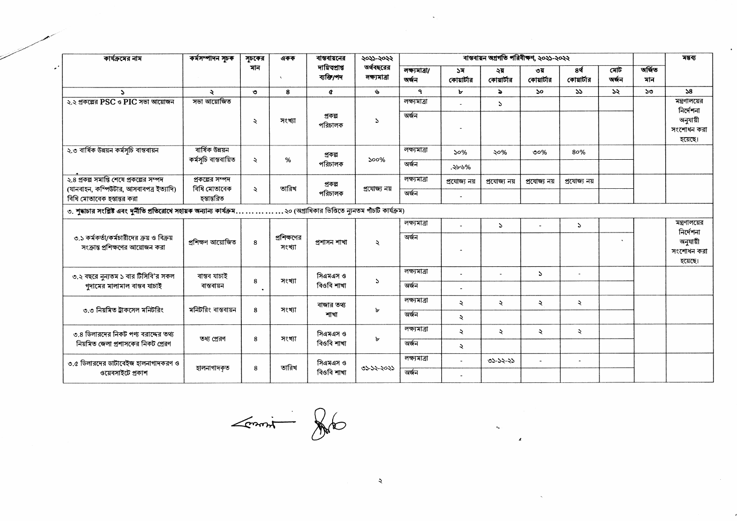| কার্যক্রমের নাম | কর্মসম্পাদন সূচক | সূচকের মান | একক | বাস্তবায়নের দায়িত্বপ্রাপ্ত ব্যক্তি/পদ | ২০২১-২০২২ অর্থবছরের লক্ষ্যমাত্রা | বাস্তবায়ন অগ্রগতি পরিবীক্ষণ, ২০২১-২০২২ | | | | | | অর্জিত মান | মন্তব্য |
|---|---|---|---|---|---|---|---|---|---|---|---|---|---|
| | | | | | | লক্ষ্যমাত্রা/ অর্জন | ১ম কোয়ার্টার | ২য় কোয়ার্টার | ৩য় কোয়ার্টার | ৪র্থ কোয়ার্টার | মোট অর্জন | | |
| ১ | ২ | ৩ | ৪ | ৫ | ৬ | ৭ | ৮ | ৯ | ১০ | ১১ | ১২ | ১৩ | ১৪ |
| ২.২ প্রকল্পের PSC ও PIC সভা আয়োজন | সভা আয়োজিত | ২ | সংখ্যা | প্রকল্প পরিচালক | ১ | লক্ষ্যমাত্রা | - | ১ | | | | | মন্ত্রণালয়ের নির্দেশনা অনুযায়ী সংশোধন করা হয়েছে। |
| | | | | | | অর্জন | - | | | | | | |
| ২.৩ বার্ষিক উন্নয়ন কর্মসূচি বাস্তবায়ন | বার্ষিক উন্নয়ন কর্মসূচি বাস্তবায়িত | ২ | % | প্রকল্প পরিচালক | ১০০% | লক্ষ্যমাত্রা | ১০% | ২০% | ৩০% | ৪০% | | | |
| | | | | | | অর্জন | .২৮৬% | | | | | | |
| ২.৪ প্রকল্প সমাপ্তি শেষে প্রকল্পের সম্পদ (যানবাহন, কম্পিউটার, আসবাবপত্র ইত্যাদি) বিধি মোতাবেক হস্তান্তর করা | প্রকল্পের সম্পদ বিধি মোতাবেক হস্তান্তরিত | ২ | তারিখ | প্রকল্প পরিচালক | প্রযোজ্য নয় | লক্ষ্যমাত্রা | প্রযোজ্য নয় | প্রযোজ্য নয় | প্রযোজ্য নয় | প্রযোজ্য নয় | | | |
| | | | | | | অর্জন | - | | | | | | |
| **৩. শুদ্ধাচার সংশ্লিষ্ট এবং দুর্নীতি প্রতিরোধে সহায়ক অন্যান্য কার্যক্রম**..............২০ (অগ্রাধিকার ভিত্তিতে ন্যূনতম পাঁচটি কার্যক্রম) | | | | | | | | | | | | | |
| ৩.১ কর্মকর্তা/কর্মচারীদের ক্রয় ও বিক্রয় সংক্রান্ত প্রশিক্ষণের আয়োজন করা | প্রশিক্ষণ আয়োজিত | ৪ | প্রশিক্ষণের সংখ্যা | প্রশাসন শাখা | ২ | লক্ষ্যমাত্রা | - | ১ | - | ১ | | | মন্ত্রণালয়ের নির্দেশনা অনুযায়ী সংশোধন করা হয়েছে। |
| | | | | | | অর্জন | - | | | | | | |
| ৩.২ বছরে নূন্যতম ১ বার টিসিবি'র সকল গুদামের মালামাল বাস্তব যাচাই | বাস্তব যাচাই বাস্তবায়ন | ৪ | সংখ্যা | সিএমএস ও বিওবি শাখা | ১ | লক্ষ্যমাত্রা | - | - | ১ | - | | | |
| | | | | | | অর্জন | - | | | | | | |
| ৩.৩ নিয়মিত ট্রাকসেল মনিটরিং | মনিটরিং বাস্তবায়ন | ৪ | সংখ্যা | বাজার তথ্য শাখা | ৮ | লক্ষ্যমাত্রা | ২ | ২ | ২ | ২ | | | |
| | | | | | | অর্জন | ২ | | | | | | |
| ৩.৪ ডিলারদের নিকট পণ্য বরাদ্দের তথ্য নিয়মিত জেলা প্রশাসকের নিকট প্রেরণ | তথ্য প্রেরণ | ৪ | সংখ্যা | সিএমএস ও বিওবি শাখা | ৮ | লক্ষ্যমাত্রা | ২ | ২ | ২ | ২ | | | |
| | | | | | | অর্জন | ২ | | | | | | |
| ৩.৫ ডিলারদের ডাটাবেইজ হালনাগাদকরণ ও ওয়েবসাইটে প্রকাশ | হালনাগাদকৃত | ৪ | তারিখ | সিএমএস ও বিওবি শাখা | ৩১-১২-২০২১ | লক্ষ্যমাত্রা | - | ৩১-১২-২১ | - | - | | | |
| | | | | | | অর্জন | - | | | | | | |